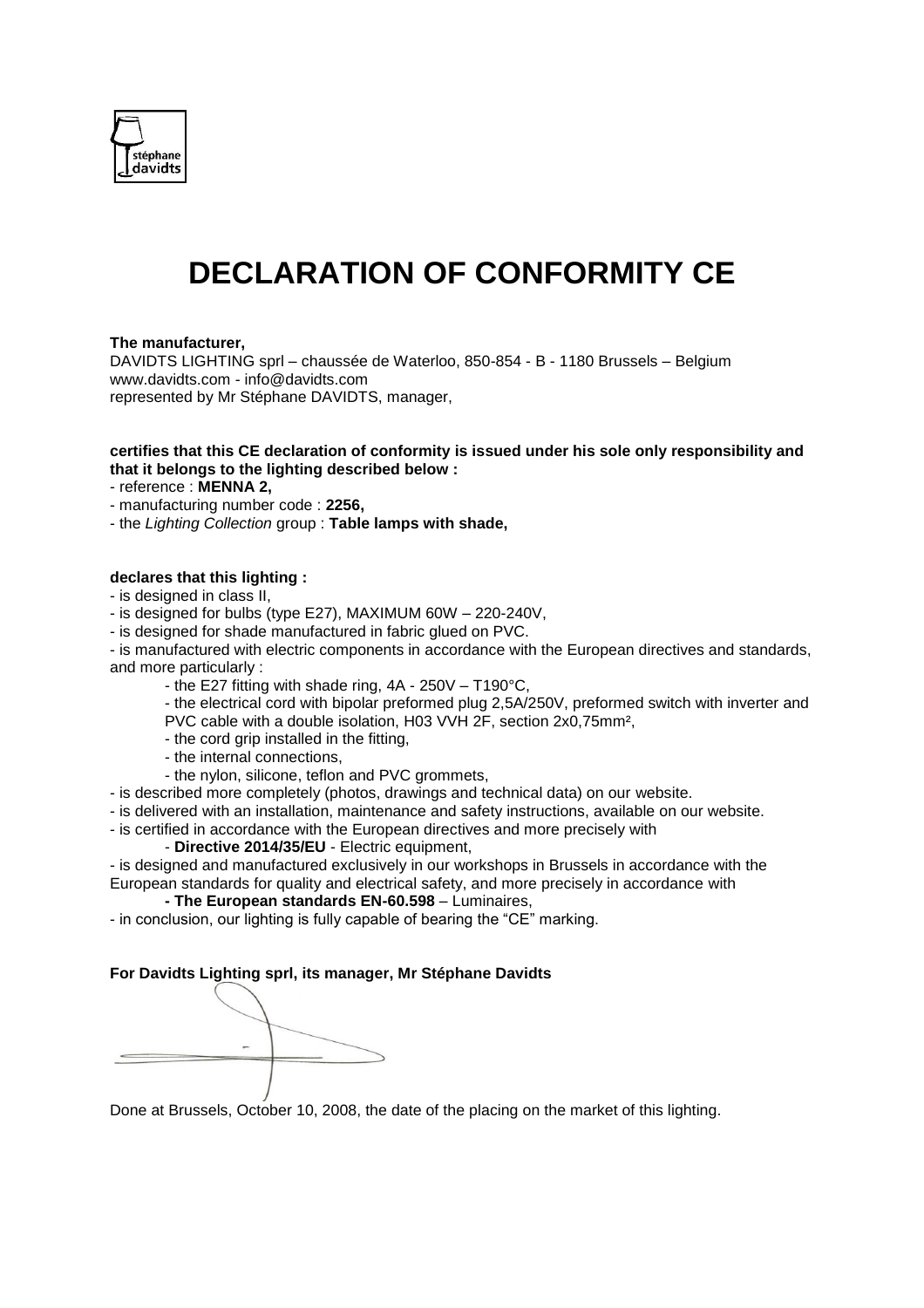# DECLARATION OF CONFORMITY CE

**The manufacturer,**
DAVIDTS LIGHTING sprl – chaussée de Waterloo, 850-854 - B - 1180 Brussels – Belgium
www.davidts.com - info@davidts.com
represented by Mr Stéphane DAVIDTS, manager,

**certifies that this CE declaration of conformity is issued under his sole only responsibility and that it belongs to the lighting described below :**

- reference : **MENNA 2,**
- manufacturing number code : **2256,**
- the *Lighting Collection* group : **Table lamps with shade,**

**declares that this lighting :**

- is designed in class II,
- is designed for bulbs (type E27), MAXIMUM 60W – 220-240V,
- is designed for shade manufactured in fabric glued on PVC.
- is manufactured with electric components in accordance with the European directives and standards, and more particularly :
  - the E27 fitting with shade ring, 4A - 250V – T190°C,
  - the electrical cord with bipolar preformed plug 2,5A/250V, preformed switch with inverter and PVC cable with a double isolation, H03 VVH 2F, section 2x0,75mm²,
  - the cord grip installed in the fitting,
  - the internal connections,
  - the nylon, silicone, teflon and PVC grommets,
- is described more completely (photos, drawings and technical data) on our website.
- is delivered with an installation, maintenance and safety instructions, available on our website.
- is certified in accordance with the European directives and more precisely with
  - **Directive 2014/35/EU** - Electric equipment,
- is designed and manufactured exclusively in our workshops in Brussels in accordance with the European standards for quality and electrical safety, and more precisely in accordance with
  - **The European standards EN-60.598** – Luminaires,
- in conclusion, our lighting is fully capable of bearing the "CE" marking.

**For Davidts Lighting sprl, its manager, Mr Stéphane Davidts**

Done at Brussels, October 10, 2008, the date of the placing on the market of this lighting.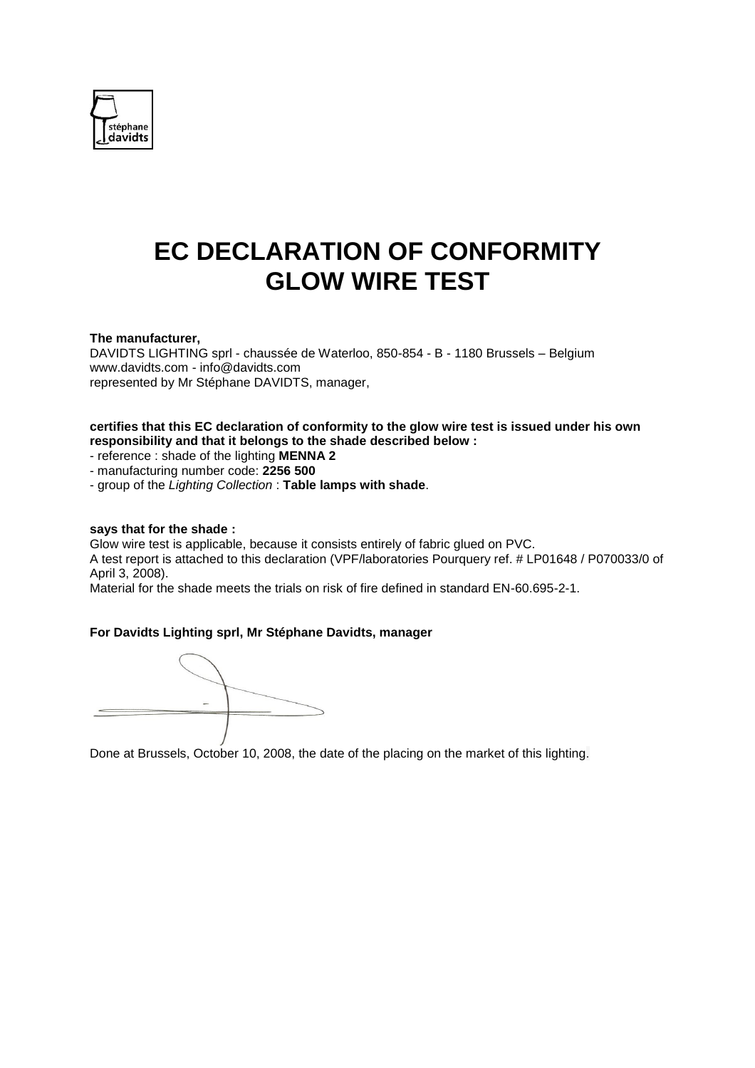# EC DECLARATION OF CONFORMITY GLOW WIRE TEST

**The manufacturer,**
DAVIDTS LIGHTING sprl - chaussée de Waterloo, 850-854 - B - 1180 Brussels – Belgium
www.davidts.com - info@davidts.com
represented by Mr Stéphane DAVIDTS, manager,

**certifies that this EC declaration of conformity to the glow wire test is issued under his own responsibility and that it belongs to the shade described below :**

- reference : shade of the lighting **MENNA 2**
- manufacturing number code: **2256 500**
- group of the *Lighting Collection* : **Table lamps with shade**.

**says that for the shade :**
Glow wire test is applicable, becausse it consists entirely of fabric glued on PVC.
A test report is attached to this declaration (VPF/laboratories Pourquery ref. # LP01648 / P070033/0 of April 3, 2008).
Material for the shade meets the trials on risk of fire defined in standard EN-60.695-2-1.

**For Davidts Lighting sprl, Mr Stéphane Davidts, manager**

Done at Brussels, October 10, 2008, the date of the placing on the market of this lighting.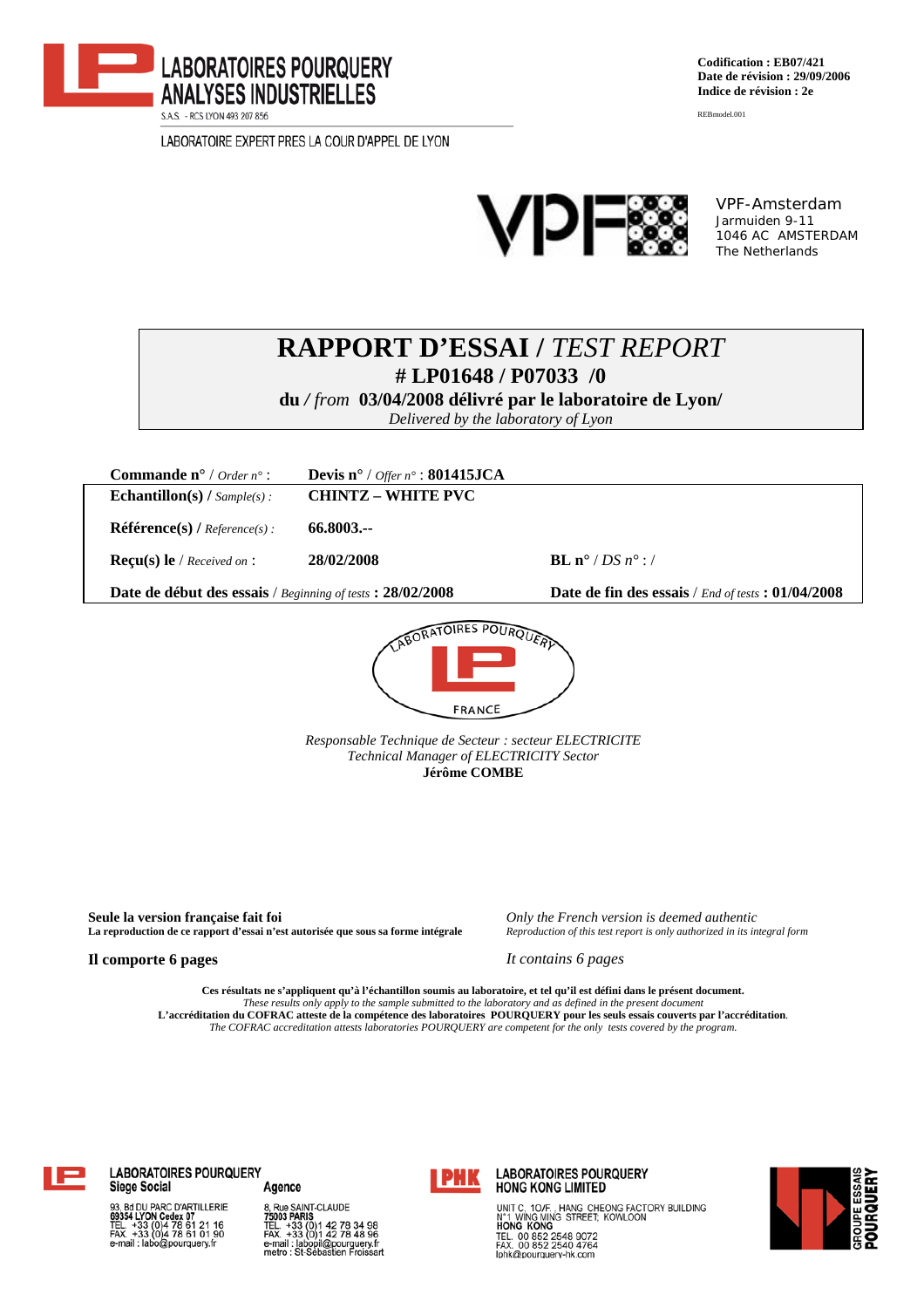**LABORATOIRES POURQUERY**
**ANALYSES INDUSTRIELLES**
S.A.S. - RCS LYON 493 207 856

LABORATOIRE EXPERT PRES LA COUR D'APPEL DE LYON

**Codification : EB07/421**
**Date de révision : 29/09/2006**
**Indice de révision : 2e**

REBmodel.001

VPF-Amsterdam
Jarmuiden 9-11
1046 AC AMSTERDAM
The Netherlands

# RAPPORT D'ESSAI / *TEST REPORT*

## # LP01648 / P07033 /0

**du / *from* 03/04/2008 délivré par le laboratoire de Lyon/**
*Delivered by the laboratory of Lyon*

| | | |
|---|---|---|
| **Commande n°** / *Order n°* : | **Devis n°** / *Offer n°* : **801415JCA** | |
| **Echantillon(s) /** *Sample(s) :* | **CHINTZ – WHITE PVC** | |
| **Référence(s) /** *Reference(s) :* | **66.8003.--** | |
| **Reçu(s) le** / *Received on* : | **28/02/2008** | **BL n°** / *DS n°* : / |
| **Date de début des essais** / *Beginning of tests* **: 28/02/2008** | | **Date de fin des essais** / *End of tests* **: 01/04/2008** |

LABORATOIRES POURQUERY
FRANCE

*Responsable Technique de Secteur : secteur ELECTRICITE*
*Technical Manager of ELECTRICITY Sector*
**Jérôme COMBE**

**Seule la version française fait foi**
**La reproduction de ce rapport d'essai n'est autorisée que sous sa forme intégrale**

*Only the French version is deemed authentic*
*Reproduction of this test report is only authorized in its integral form*

**Il comporte 6 pages**

*It contains 6 pages*

**Ces résultats ne s'appliquent qu'à l'échantillon soumis au laboratoire, et tel qu'il est défini dans le présent document.**
*These results only apply to the sample submitted to the laboratory and as defined in the present document*
**L'accréditation du COFRAC atteste de la compétence des laboratoires POURQUERY pour les seuls essais couverts par l'accréditation**.
*The COFRAC accreditation attests laboratories POURQUERY are competent for the only tests covered by the program.*

**LABORATOIRES POURQUERY**
**Siege Social**
93, Bd DU PARC D'ARTILLERIE
69354 LYON Cedex 07
TEL. +33 (0)4 78 61 21 16
FAX. +33 (0)4 78 61 01 90
e-mail : labo@pourquery.fr

**Agence**
8, Rue SAINT-CLAUDE
75003 PARIS
TEL. +33 (0)1 42 78 34 98
FAX. +33 (0)1 42 78 48 96
e-mail : labopil@pourquery.fr
metro : St-Sébastien Froissart

**LABORATOIRES POURQUERY HONG KONG LIMITED**
UNIT C, 10/F., HANG CHEONG FACTORY BUILDING
N°1 WING MING STREET, KOWLOON
HONG KONG
TEL. 00 852 2548 9072
FAX. 00 852 2540 4764
lphk@pourquery-hk.com

GROUPE ESSAIS POURQUERY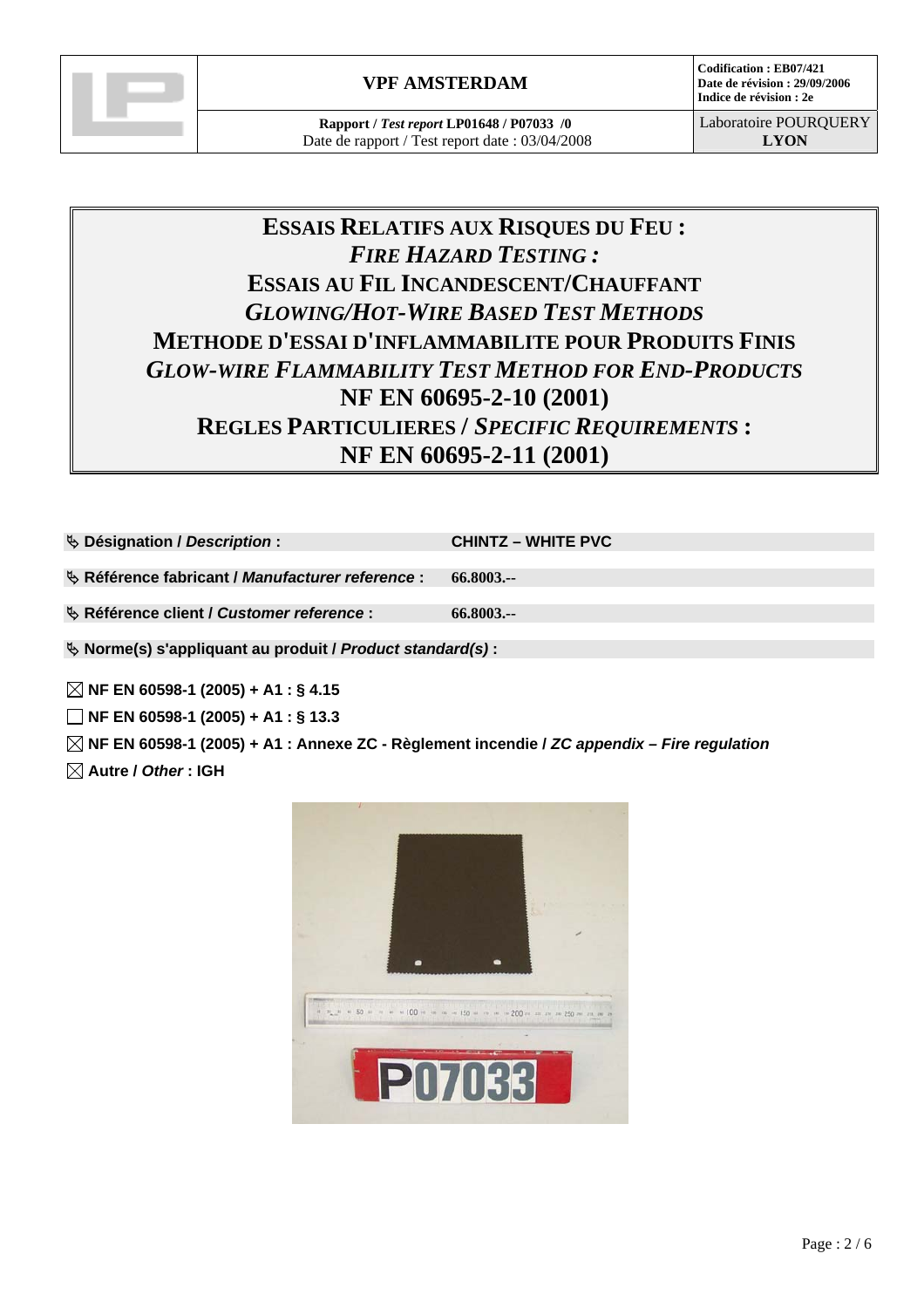| | VPF AMSTERDAM | Codification : EB07/421<br>Date de révision : 29/09/2006<br>Indice de révision : 2e |
|---|---|---|
| | **Rapport / *Test report* LP01648 / P07033 /0**<br>Date de rapport / Test report date : 03/04/2008 | Laboratoire POURQUERY<br>**LYON** |

# ESSAIS RELATIFS AUX RISQUES DU FEU :
# *FIRE HAZARD TESTING :*
# ESSAIS AU FIL INCANDESCENT/CHAUFFANT
# *GLOWING/HOT-WIRE BASED TEST METHODS*
# METHODE D'ESSAI D'INFLAMMABILITE POUR PRODUITS FINIS
# *GLOW-WIRE FLAMMABILITY TEST METHOD FOR END-PRODUCTS*
# NF EN 60695-2-10 (2001)
# REGLES PARTICULIERES / *SPECIFIC REQUIREMENTS* :
# NF EN 60695-2-11 (2001)

- **Désignation / *Description* :** **CHINTZ – WHITE PVC**
- **Référence fabricant / *Manufacturer reference* :** **66.8003.--**
- **Référence client / *Customer reference* :** **66.8003.--**
- **Norme(s) s'appliquant au produit / *Product standard(s)* :**

☒ **NF EN 60598-1 (2005) + A1 : § 4.15**

☐ **NF EN 60598-1 (2005) + A1 : § 13.3**

☒ **NF EN 60598-1 (2005) + A1 : Annexe ZC - Règlement incendie / *ZC appendix – Fire regulation***

☒ **Autre / *Other* : IGH**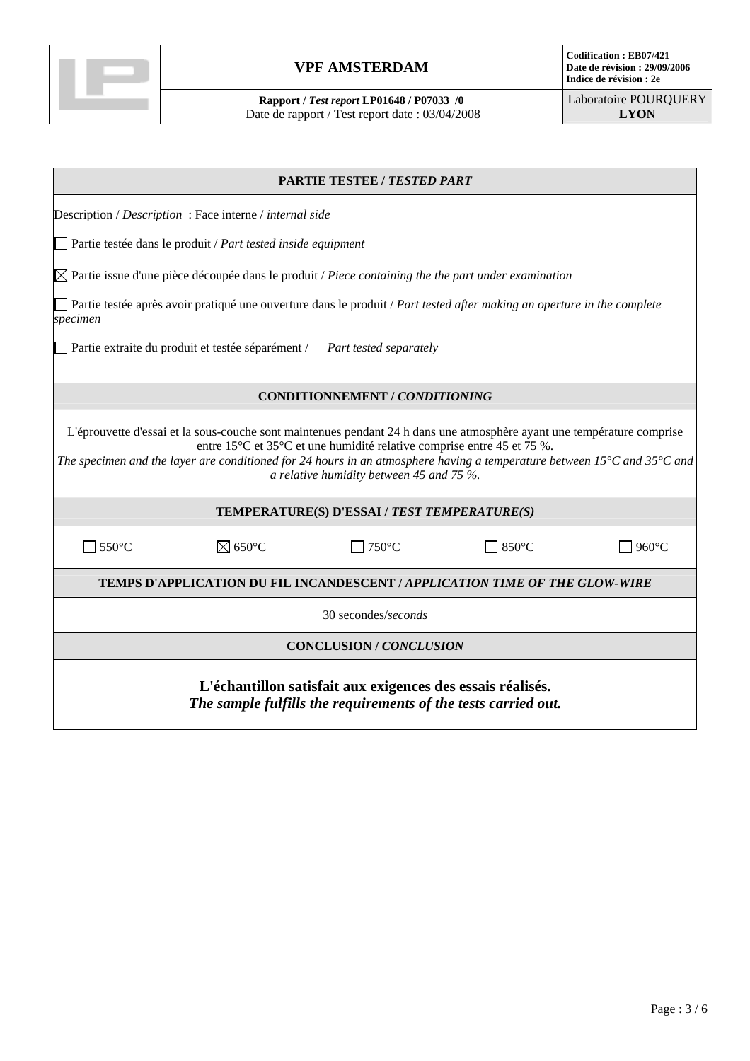| | VPF AMSTERDAM | **Codification : EB07/421**<br>**Date de révision : 29/09/2006**<br>**Indice de révision : 2e** |
|---|---|---|
| | **Rapport /** ***Test report*** **LP01648 / P07033 /0**<br>Date de rapport / Test report date : 03/04/2008 | Laboratoire POURQUERY<br>**LYON** |

**PARTIE TESTEE /** ***TESTED PART***

Description / *Description* : Face interne / *internal side*

☐ Partie testée dans le produit / *Part tested inside equipment*

☒ Partie issue d'une pièce découpée dans le produit / *Piece containing the the part under examination*

☐ Partie testée après avoir pratiqué une ouverture dans le produit / *Part tested after making an operture in the complete specimen*

☐ Partie extraite du produit et testée séparément / *Part tested separately*

**CONDITIONNEMENT /** ***CONDITIONING***

L'éprouvette d'essai et la sous-couche sont maintenues pendant 24 h dans une atmosphère ayant une température comprise entre 15°C et 35°C et une humidité relative comprise entre 45 et 75 %.
*The specimen and the layer are conditioned for 24 hours in an atmosphere having a temperature between 15°C and 35°C and a relative humidity between 45 and 75 %.*

**TEMPERATURE(S) D'ESSAI /** ***TEST TEMPERATURE(S)***

| ☐ 550°C | ☒ 650°C | ☐ 750°C | ☐ 850°C | ☐ 960°C |
|---|---|---|---|---|

**TEMPS D'APPLICATION DU FIL INCANDESCENT /** ***APPLICATION TIME OF THE GLOW-WIRE***

30 secondes/*seconds*

**CONCLUSION /** ***CONCLUSION***

**L'échantillon satisfait aux exigences des essais réalisés.**
***The sample fulfills the requirements of the tests carried out.***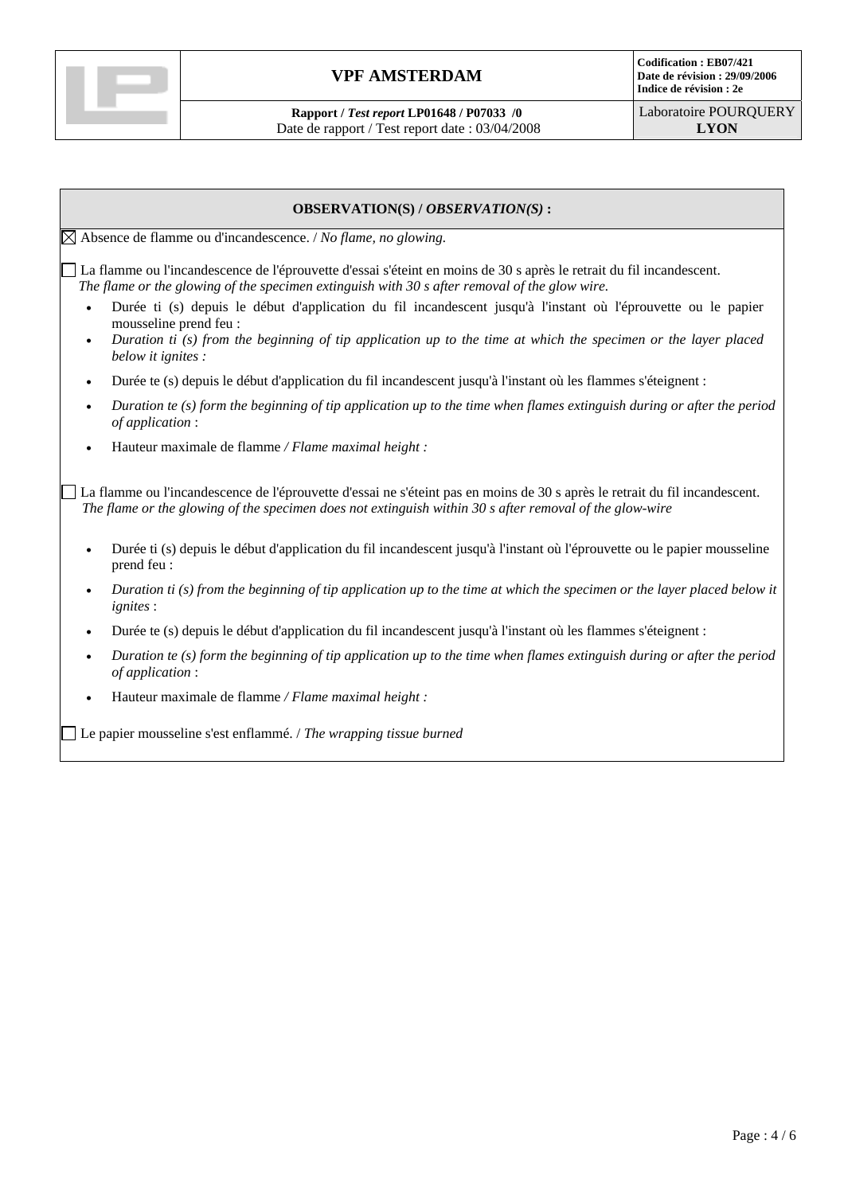**OBSERVATION(S) / *OBSERVATION(S)* :**

☒ Absence de flamme ou d'incandescence. / *No flame, no glowing.*

☐ La flamme ou l'incandescence de l'éprouvette d'essai s'éteint en moins de 30 s après le retrait du fil incandescent.
*The flame or the glowing of the specimen extinguish with 30 s after removal of the glow wire.*

- Durée ti (s) depuis le début d'application du fil incandescent jusqu'à l'instant où l'éprouvette ou le papier mousseline prend feu :
- *Duration ti (s) from the beginning of tip application up to the time at which the specimen or the layer placed below it ignites :*
- Durée te (s) depuis le début d'application du fil incandescent jusqu'à l'instant où les flammes s'éteignent :
- *Duration te (s) form the beginning of tip application up to the time when flames extinguish during or after the period of application* :
- Hauteur maximale de flamme */ Flame maximal height :*

☐ La flamme ou l'incandescence de l'éprouvette d'essai ne s'éteint pas en moins de 30 s après le retrait du fil incandescent.
*The flame or the glowing of the specimen does not extinguish within 30 s after removal of the glow-wire*

- Durée ti (s) depuis le début d'application du fil incandescent jusqu'à l'instant où l'éprouvette ou le papier mousseline prend feu :
- *Duration ti (s) from the beginning of tip application up to the time at which the specimen or the layer placed below it ignites* :
- Durée te (s) depuis le début d'application du fil incandescent jusqu'à l'instant où les flammes s'éteignent :
- *Duration te (s) form the beginning of tip application up to the time when flames extinguish during or after the period of application* :
- Hauteur maximale de flamme */ Flame maximal height :*

☐ Le papier mousseline s'est enflammé. / *The wrapping tissue burned*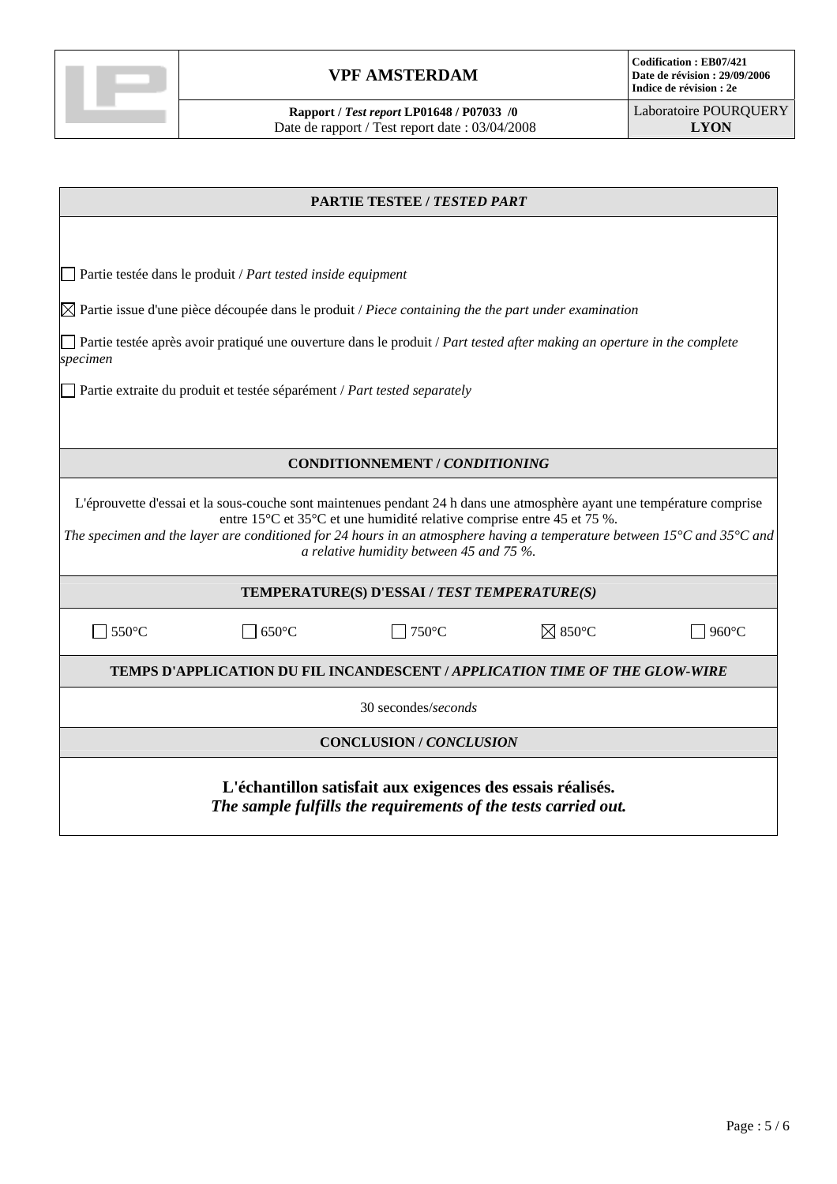| | VPF AMSTERDAM | Codification : EB07/421<br>Date de révision : 29/09/2006<br>Indice de révision : 2e |
|---|---|---|
| | **Rapport /** ***Test report*** **LP01648 / P07033 /0**<br>Date de rapport / Test report date : 03/04/2008 | Laboratoire POURQUERY<br>**LYON** |

| **PARTIE TESTEE / *TESTED PART*** | | | | |
|---|---|---|---|---|
| ☐ Partie testée dans le produit / *Part tested inside equipment*<br>☒ Partie issue d'une pièce découpée dans le produit / *Piece containing the the part under examination*<br>☐ Partie testée après avoir pratiqué une ouverture dans le produit / *Part tested after making an operture in the complete specimen*<br>☐ Partie extraite du produit et testée séparément / *Part tested separately* | | | | |
| **CONDITIONNEMENT / *CONDITIONING*** | | | | |
| L'éprouvette d'essai et la sous-couche sont maintenues pendant 24 h dans une atmosphère ayant une température comprise entre 15°C et 35°C et une humidité relative comprise entre 45 et 75 %.<br>*The specimen and the layer are conditioned for 24 hours in an atmosphere having a temperature between 15°C and 35°C and a relative humidity between 45 and 75 %.* | | | | |
| **TEMPERATURE(S) D'ESSAI / *TEST TEMPERATURE(S)*** | | | | |
| ☐ 550°C | ☐ 650°C | ☐ 750°C | ☒ 850°C | ☐ 960°C |
| **TEMPS D'APPLICATION DU FIL INCANDESCENT / *APPLICATION TIME OF THE GLOW-WIRE*** | | | | |
| 30 secondes/*seconds* | | | | |
| **CONCLUSION / *CONCLUSION*** | | | | |
| **L'échantillon satisfait aux exigences des essais réalisés.**<br>***The sample fulfills the requirements of the tests carried out.*** | | | | |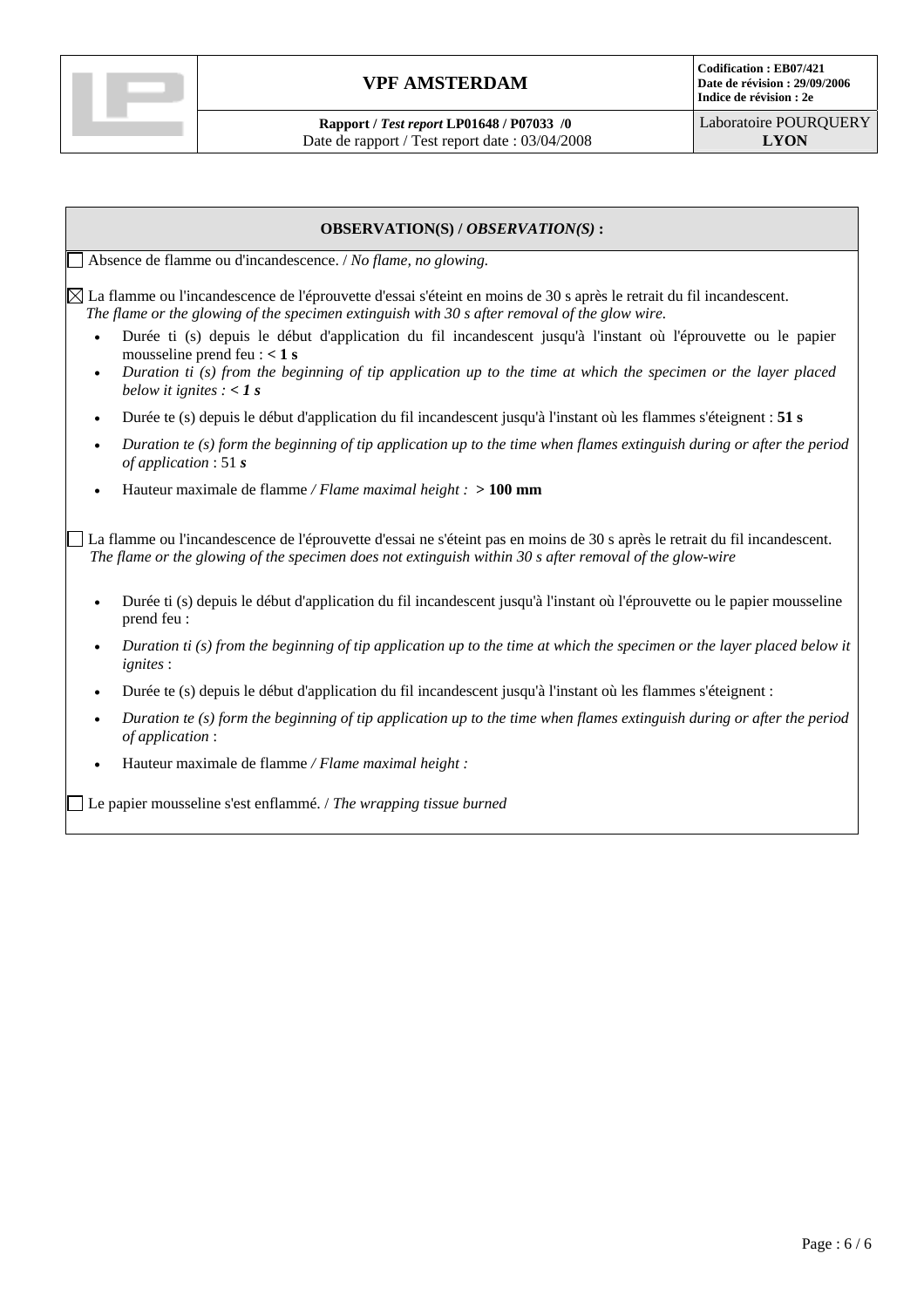## OBSERVATION(S) / *OBSERVATION(S)* :

☐ Absence de flamme ou d'incandescence. / *No flame, no glowing.*

☒ La flamme ou l'incandescence de l'éprouvette d'essai s'éteint en moins de 30 s après le retrait du fil incandescent.
*The flame or the glowing of the specimen extinguish with 30 s after removal of the glow wire.*

- Durée ti (s) depuis le début d'application du fil incandescent jusqu'à l'instant où l'éprouvette ou le papier mousseline prend feu : **< 1 s**
- *Duration ti (s) from the beginning of tip application up to the time at which the specimen or the layer placed below it ignites :* ***< 1 s***
- Durée te (s) depuis le début d'application du fil incandescent jusqu'à l'instant où les flammes s'éteignent : **51 s**
- *Duration te (s) form the beginning of tip application up to the time when flames extinguish during or after the period of application* : 51 ***s***
- Hauteur maximale de flamme */ Flame maximal height :* **> 100 mm**

☐ La flamme ou l'incandescence de l'éprouvette d'essai ne s'éteint pas en moins de 30 s après le retrait du fil incandescent.
*The flame or the glowing of the specimen does not extinguish within 30 s after removal of the glow-wire*

- Durée ti (s) depuis le début d'application du fil incandescent jusqu'à l'instant où l'éprouvette ou le papier mousseline prend feu :
- *Duration ti (s) from the beginning of tip application up to the time at which the specimen or the layer placed below it ignites* :
- Durée te (s) depuis le début d'application du fil incandescent jusqu'à l'instant où les flammes s'éteignent :
- *Duration te (s) form the beginning of tip application up to the time when flames extinguish during or after the period of application* :
- Hauteur maximale de flamme */ Flame maximal height :*

☐ Le papier mousseline s'est enflammé. / *The wrapping tissue burned*